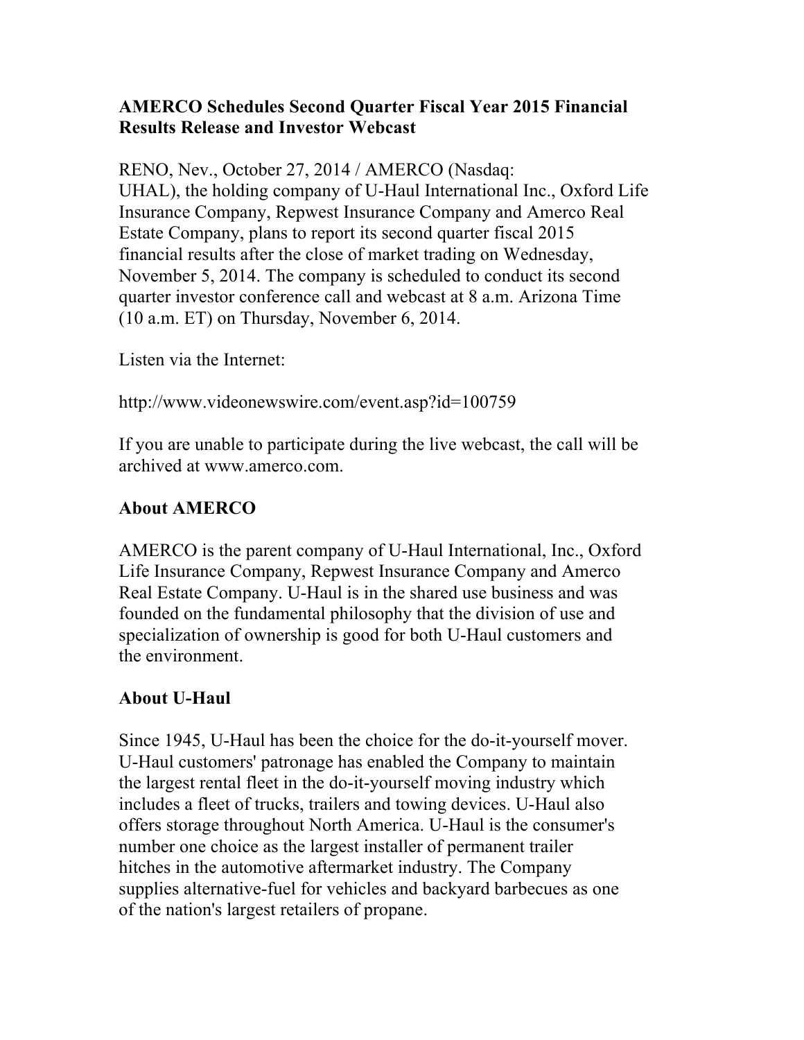# AMERCO Schedules Second Quarter Fiscal Year 2015 Financial Results Release and Investor Webcast

RENO, Nev., October 27, 2014 / AMERCO (Nasdaq: UHAL), the holding company of U-Haul International Inc., Oxford Life Insurance Company, Repwest Insurance Company and Amerco Real Estate Company, plans to report its second quarter fiscal 2015 financial results after the close of market trading on Wednesday, November 5, 2014. The company is scheduled to conduct its second quarter investor conference call and webcast at 8 a.m. Arizona Time (10 a.m. ET) on Thursday, November 6, 2014.

Listen via the Internet:

http://www.videonewswire.com/event.asp?id=100759

If you are unable to participate during the live webcast, the call will be archived at www.amerco.com.

## About AMERCO

AMERCO is the parent company of U-Haul International, Inc., Oxford Life Insurance Company, Repwest Insurance Company and Amerco Real Estate Company. U-Haul is in the shared use business and was founded on the fundamental philosophy that the division of use and specialization of ownership is good for both U-Haul customers and the environment.

## About U-Haul

Since 1945, U-Haul has been the choice for the do-it-yourself mover. U-Haul customers' patronage has enabled the Company to maintain the largest rental fleet in the do-it-yourself moving industry which includes a fleet of trucks, trailers and towing devices. U-Haul also offers storage throughout North America. U-Haul is the consumer's number one choice as the largest installer of permanent trailer hitches in the automotive aftermarket industry. The Company supplies alternative-fuel for vehicles and backyard barbecues as one of the nation's largest retailers of propane.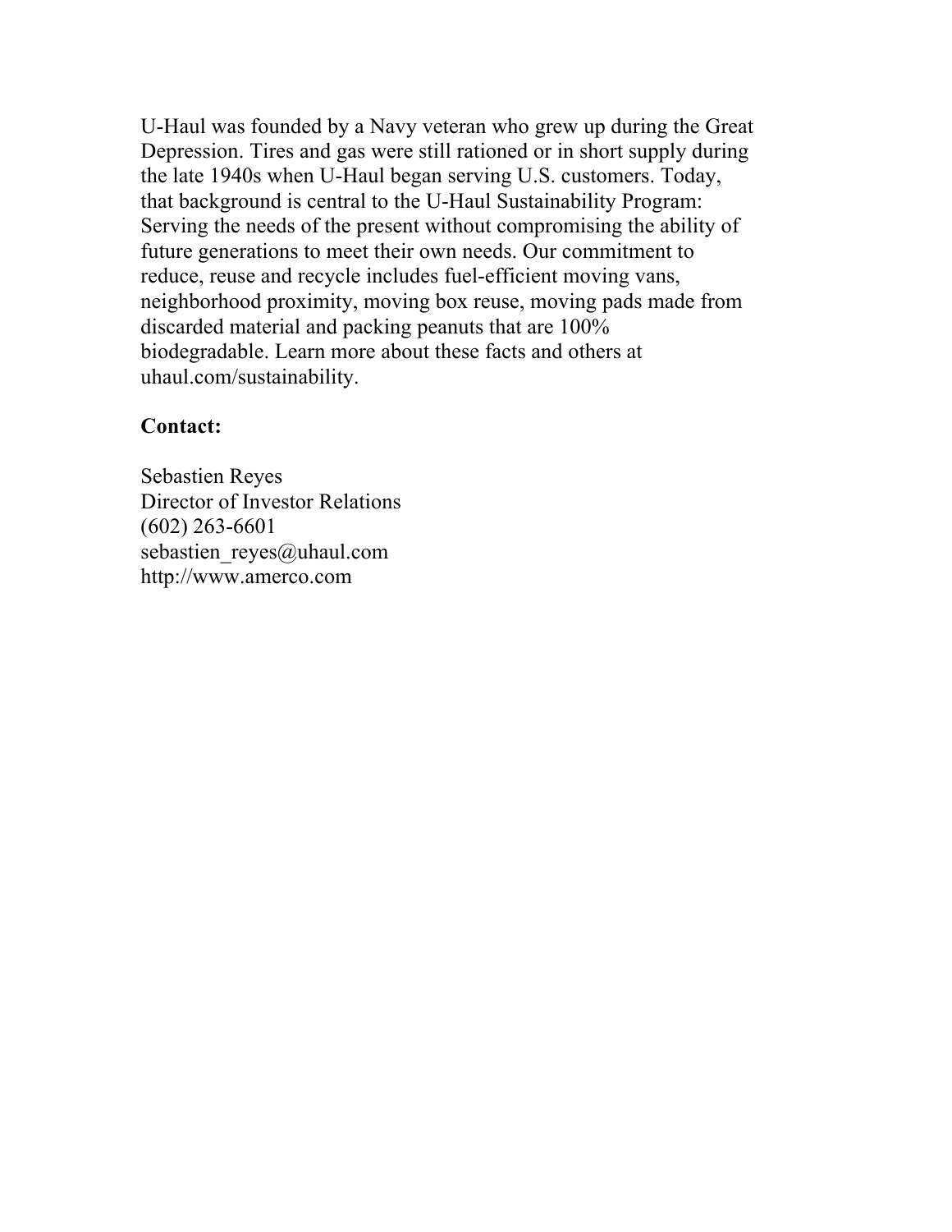U-Haul was founded by a Navy veteran who grew up during the Great Depression. Tires and gas were still rationed or in short supply during the late 1940s when U-Haul began serving U.S. customers. Today, that background is central to the U-Haul Sustainability Program: Serving the needs of the present without compromising the ability of future generations to meet their own needs. Our commitment to reduce, reuse and recycle includes fuel-efficient moving vans, neighborhood proximity, moving box reuse, moving pads made from discarded material and packing peanuts that are 100% biodegradable. Learn more about these facts and others at uhaul.com/sustainability.

**Contact:**

Sebastien Reyes
Director of Investor Relations
(602) 263-6601
sebastien_reyes@uhaul.com
http://www.amerco.com